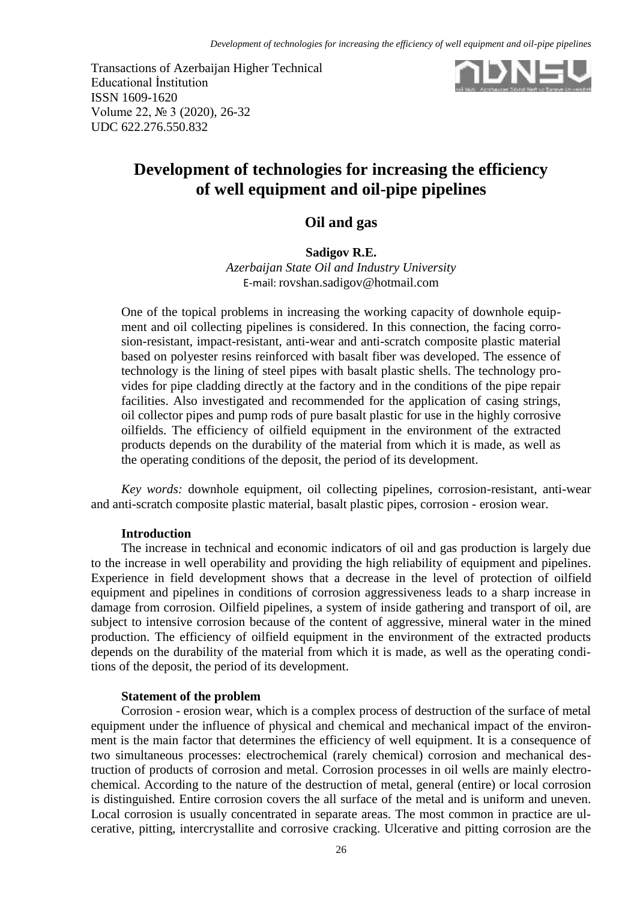Transactions of Azerbaijan Higher Technical Educational İnstitution
ISSN 1609-1620
Volume 22, № 3 (2020), 26-32
UDC 622.276.550.832

# Development of technologies for increasing the efficiency of well equipment and oil-pipe pipelines

## Oil and gas

**Sadigov R.E.**
*Azerbaijan State Oil and Industry University*
E-mail: rovshan.sadigov@hotmail.com

One of the topical problems in increasing the working capacity of downhole equipment and oil collecting pipelines is considered. In this connection, the facing corrosion-resistant, impact-resistant, anti-wear and anti-scratch composite plastic material based on polyester resins reinforced with basalt fiber was developed. The essence of technology is the lining of steel pipes with basalt plastic shells. The technology provides for pipe cladding directly at the factory and in the conditions of the pipe repair facilities. Also investigated and recommended for the application of casing strings, oil collector pipes and pump rods of pure basalt plastic for use in the highly corrosive oilfields. The efficiency of oilfield equipment in the environment of the extracted products depends on the durability of the material from which it is made, as well as the operating conditions of the deposit, the period of its development.

*Key words:* downhole equipment, oil collecting pipelines, corrosion-resistant, anti-wear and anti-scratch composite plastic material, basalt plastic pipes, corrosion - erosion wear.

### Introduction

The increase in technical and economic indicators of oil and gas production is largely due to the increase in well operability and providing the high reliability of equipment and pipelines. Experience in field development shows that a decrease in the level of protection of oilfield equipment and pipelines in conditions of corrosion aggressiveness leads to a sharp increase in damage from corrosion. Oilfield pipelines, a system of inside gathering and transport of oil, are subject to intensive corrosion because of the content of aggressive, mineral water in the mined production. The efficiency of oilfield equipment in the environment of the extracted products depends on the durability of the material from which it is made, as well as the operating conditions of the deposit, the period of its development.

### Statement of the problem

Corrosion - erosion wear, which is a complex process of destruction of the surface of metal equipment under the influence of physical and chemical and mechanical impact of the environment is the main factor that determines the efficiency of well equipment. It is a consequence of two simultaneous processes: electrochemical (rarely chemical) corrosion and mechanical destruction of products of corrosion and metal. Corrosion processes in oil wells are mainly electrochemical. According to the nature of the destruction of metal, general (entire) or local corrosion is distinguished. Entire corrosion covers the all surface of the metal and is uniform and uneven. Local corrosion is usually concentrated in separate areas. The most common in practice are ulcerative, pitting, intercrystallite and corrosive cracking. Ulcerative and pitting corrosion are the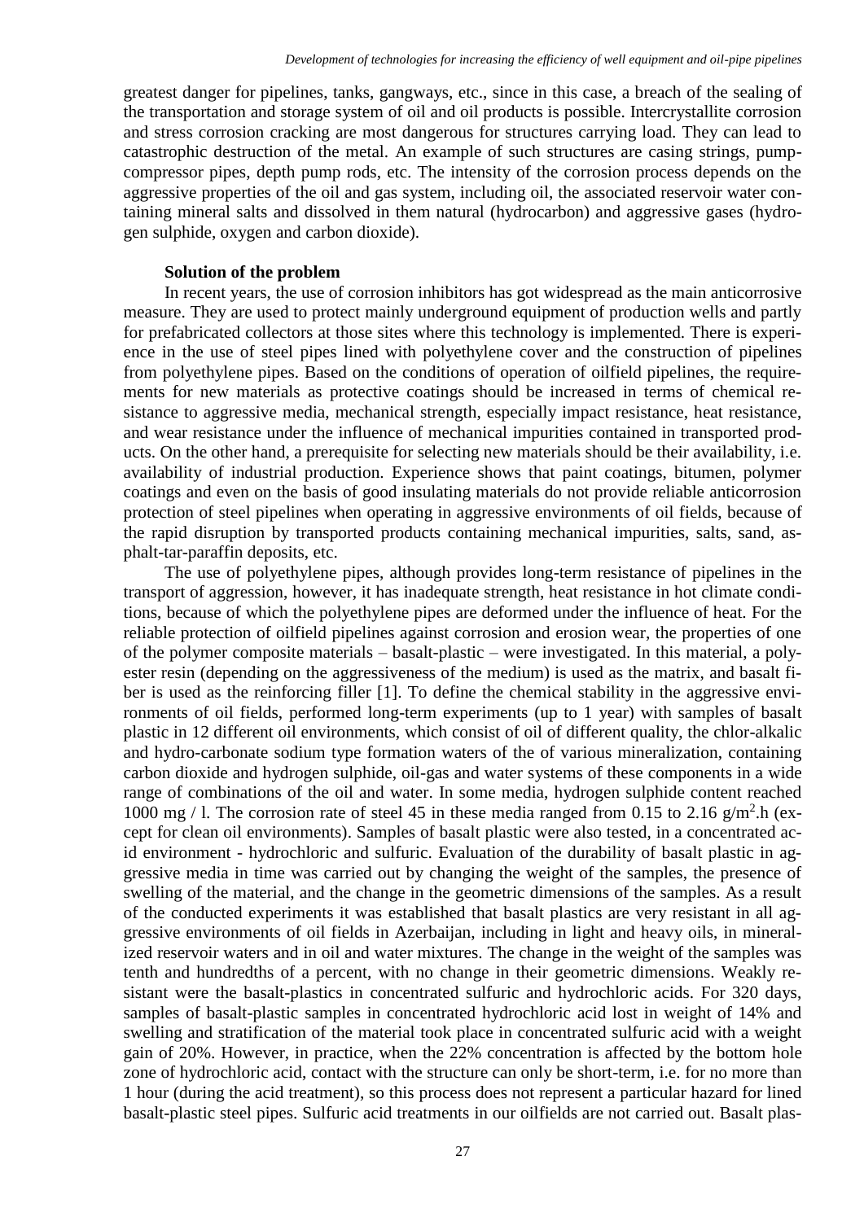greatest danger for pipelines, tanks, gangways, etc., since in this case, a breach of the sealing of the transportation and storage system of oil and oil products is possible. Intercrystallite corrosion and stress corrosion cracking are most dangerous for structures carrying load. They can lead to catastrophic destruction of the metal. An example of such structures are casing strings, pump-compressor pipes, depth pump rods, etc. The intensity of the corrosion process depends on the aggressive properties of the oil and gas system, including oil, the associated reservoir water containing mineral salts and dissolved in them natural (hydrocarbon) and aggressive gases (hydrogen sulphide, oxygen and carbon dioxide).

**Solution of the problem**

In recent years, the use of corrosion inhibitors has got widespread as the main anticorrosive measure. They are used to protect mainly underground equipment of production wells and partly for prefabricated collectors at those sites where this technology is implemented. There is experience in the use of steel pipes lined with polyethylene cover and the construction of pipelines from polyethylene pipes. Based on the conditions of operation of oilfield pipelines, the requirements for new materials as protective coatings should be increased in terms of chemical resistance to aggressive media, mechanical strength, especially impact resistance, heat resistance, and wear resistance under the influence of mechanical impurities contained in transported products. On the other hand, a prerequisite for selecting new materials should be their availability, i.e. availability of industrial production. Experience shows that paint coatings, bitumen, polymer coatings and even on the basis of good insulating materials do not provide reliable anticorrosion protection of steel pipelines when operating in aggressive environments of oil fields, because of the rapid disruption by transported products containing mechanical impurities, salts, sand, asphalt-tar-paraffin deposits, etc.

The use of polyethylene pipes, although provides long-term resistance of pipelines in the transport of aggression, however, it has inadequate strength, heat resistance in hot climate conditions, because of which the polyethylene pipes are deformed under the influence of heat. For the reliable protection of oilfield pipelines against corrosion and erosion wear, the properties of one of the polymer composite materials – basalt-plastic – were investigated. In this material, a polyester resin (depending on the aggressiveness of the medium) is used as the matrix, and basalt fiber is used as the reinforcing filler [1]. To define the chemical stability in the aggressive environments of oil fields, performed long-term experiments (up to 1 year) with samples of basalt plastic in 12 different oil environments, which consist of oil of different quality, the chlor-alkalic and hydro-carbonate sodium type formation waters of the of various mineralization, containing carbon dioxide and hydrogen sulphide, oil-gas and water systems of these components in a wide range of combinations of the oil and water. In some media, hydrogen sulphide content reached 1000 mg / l. The corrosion rate of steel 45 in these media ranged from 0.15 to 2.16 $g/m^2.h$ (except for clean oil environments). Samples of basalt plastic were also tested, in a concentrated acid environment - hydrochloric and sulfuric. Evaluation of the durability of basalt plastic in aggressive media in time was carried out by changing the weight of the samples, the presence of swelling of the material, and the change in the geometric dimensions of the samples. As a result of the conducted experiments it was established that basalt plastics are very resistant in all aggressive environments of oil fields in Azerbaijan, including in light and heavy oils, in mineralized reservoir waters and in oil and water mixtures. The change in the weight of the samples was tenth and hundredths of a percent, with no change in their geometric dimensions. Weakly resistant were the basalt-plastics in concentrated sulfuric and hydrochloric acids. For 320 days, samples of basalt-plastic samples in concentrated hydrochloric acid lost in weight of 14% and swelling and stratification of the material took place in concentrated sulfuric acid with a weight gain of 20%. However, in practice, when the 22% concentration is affected by the bottom hole zone of hydrochloric acid, contact with the structure can only be short-term, i.e. for no more than 1 hour (during the acid treatment), so this process does not represent a particular hazard for lined basalt-plastic steel pipes. Sulfuric acid treatments in our oilfields are not carried out. Basalt plas-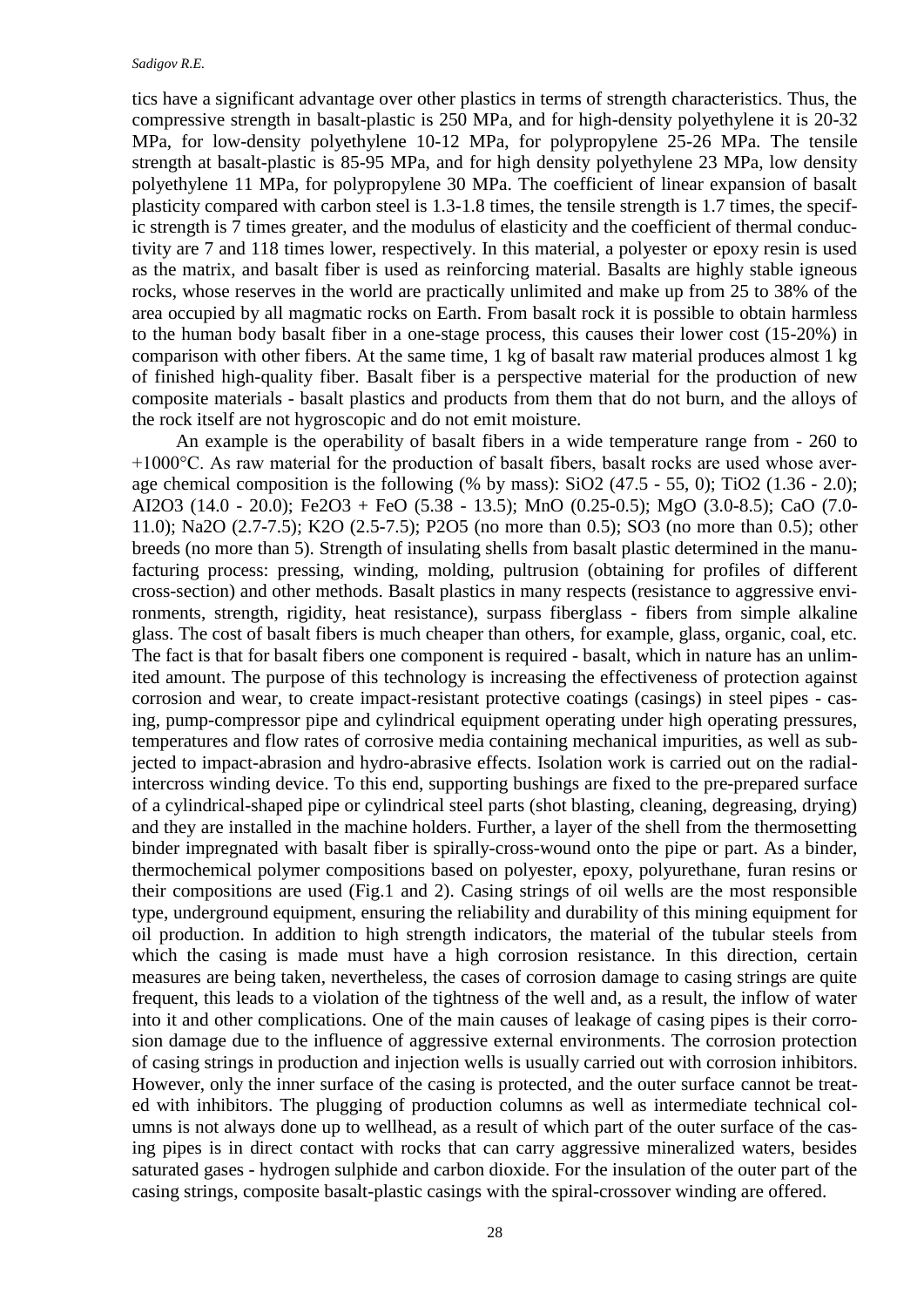tics have a significant advantage over other plastics in terms of strength characteristics. Thus, the compressive strength in basalt-plastic is 250 MPa, and for high-density polyethylene it is 20-32 MPa, for low-density polyethylene 10-12 MPa, for polypropylene 25-26 MPa. The tensile strength at basalt-plastic is 85-95 MPa, and for high density polyethylene 23 MPa, low density polyethylene 11 MPa, for polypropylene 30 MPa. The coefficient of linear expansion of basalt plasticity compared with carbon steel is 1.3-1.8 times, the tensile strength is 1.7 times, the specific strength is 7 times greater, and the modulus of elasticity and the coefficient of thermal conductivity are 7 and 118 times lower, respectively. In this material, a polyester or epoxy resin is used as the matrix, and basalt fiber is used as reinforcing material. Basalts are highly stable igneous rocks, whose reserves in the world are practically unlimited and make up from 25 to 38% of the area occupied by all magmatic rocks on Earth. From basalt rock it is possible to obtain harmless to the human body basalt fiber in a one-stage process, this causes their lower cost (15-20%) in comparison with other fibers. At the same time, 1 kg of basalt raw material produces almost 1 kg of finished high-quality fiber. Basalt fiber is a perspective material for the production of new composite materials - basalt plastics and products from them that do not burn, and the alloys of the rock itself are not hygroscopic and do not emit moisture.

An example is the operability of basalt fibers in a wide temperature range from - 260 to +1000°C. As raw material for the production of basalt fibers, basalt rocks are used whose average chemical composition is the following (% by mass): $SiO_2$ (47.5 - 55, 0); $TiO_2$ (1.36 - 2.0); $Al_2O_3$ (14.0 - 20.0); $Fe_2O_3$ + FeO (5.38 - 13.5); MnO (0.25-0.5); MgO (3.0-8.5); CaO (7.0-11.0); $Na_2O$ (2.7-7.5); $K_2O$ (2.5-7.5); $P_2O_5$ (no more than 0.5); $SO_3$ (no more than 0.5); other breeds (no more than 5). Strength of insulating shells from basalt plastic determined in the manufacturing process: pressing, winding, molding, pultrusion (obtaining for profiles of different cross-section) and other methods. Basalt plastics in many respects (resistance to aggressive environments, strength, rigidity, heat resistance), surpass fiberglass - fibers from simple alkaline glass. The cost of basalt fibers is much cheaper than others, for example, glass, organic, coal, etc. The fact is that for basalt fibers one component is required - basalt, which in nature has an unlimited amount. The purpose of this technology is increasing the effectiveness of protection against corrosion and wear, to create impact-resistant protective coatings (casings) in steel pipes - casing, pump-compressor pipe and cylindrical equipment operating under high operating pressures, temperatures and flow rates of corrosive media containing mechanical impurities, as well as subjected to impact-abrasion and hydro-abrasive effects. Isolation work is carried out on the radial-intercross winding device. To this end, supporting bushings are fixed to the pre-prepared surface of a cylindrical-shaped pipe or cylindrical steel parts (shot blasting, cleaning, degreasing, drying) and they are installed in the machine holders. Further, a layer of the shell from the thermosetting binder impregnated with basalt fiber is spirally-cross-wound onto the pipe or part. As a binder, thermochemical polymer compositions based on polyester, epoxy, polyurethane, furan resins or their compositions are used (Fig.1 and 2). Casing strings of oil wells are the most responsible type, underground equipment, ensuring the reliability and durability of this mining equipment for oil production. In addition to high strength indicators, the material of the tubular steels from which the casing is made must have a high corrosion resistance. In this direction, certain measures are being taken, nevertheless, the cases of corrosion damage to casing strings are quite frequent, this leads to a violation of the tightness of the well and, as a result, the inflow of water into it and other complications. One of the main causes of leakage of casing pipes is their corrosion damage due to the influence of aggressive external environments. The corrosion protection of casing strings in production and injection wells is usually carried out with corrosion inhibitors. However, only the inner surface of the casing is protected, and the outer surface cannot be treated with inhibitors. The plugging of production columns as well as intermediate technical columns is not always done up to wellhead, as a result of which part of the outer surface of the casing pipes is in direct contact with rocks that can carry aggressive mineralized waters, besides saturated gases - hydrogen sulphide and carbon dioxide. For the insulation of the outer part of the casing strings, composite basalt-plastic casings with the spiral-crossover winding are offered.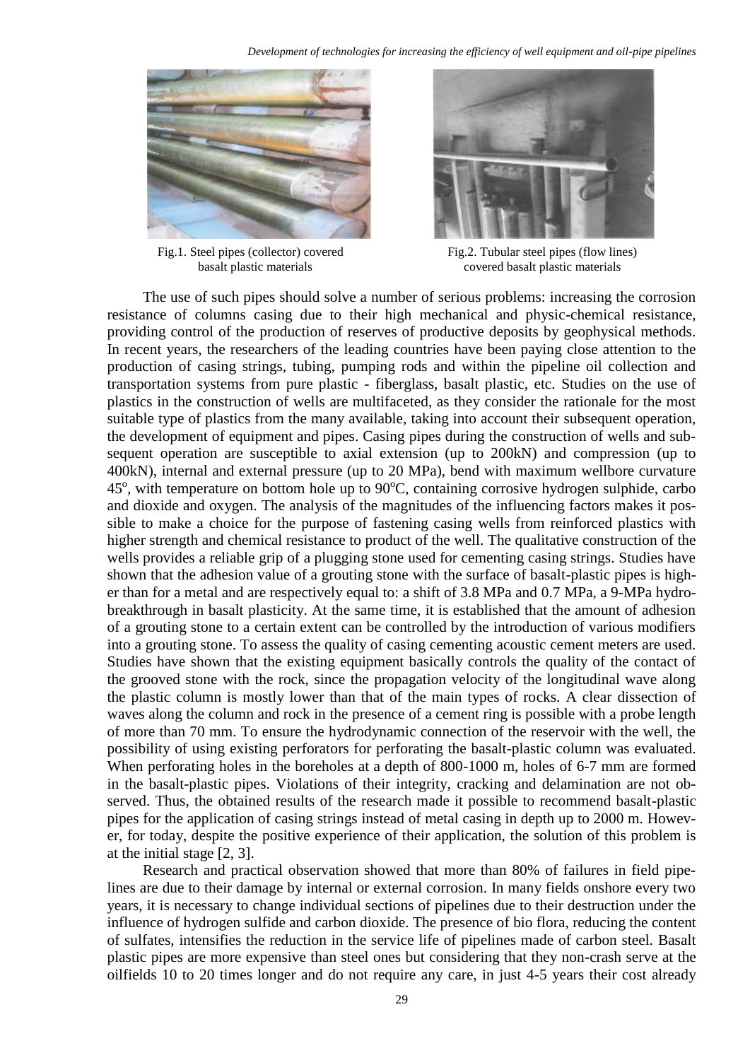Fig.1. Steel pipes (collector) covered basalt plastic materials

Fig.2. Tubular steel pipes (flow lines) covered basalt plastic materials

The use of such pipes should solve a number of serious problems: increasing the corrosion resistance of columns casing due to their high mechanical and physic-chemical resistance, providing control of the production of reserves of productive deposits by geophysical methods. In recent years, the researchers of the leading countries have been paying close attention to the production of casing strings, tubing, pumping rods and within the pipeline oil collection and transportation systems from pure plastic - fiberglass, basalt plastic, etc. Studies on the use of plastics in the construction of wells are multifaceted, as they consider the rationale for the most suitable type of plastics from the many available, taking into account their subsequent operation, the development of equipment and pipes. Casing pipes during the construction of wells and subsequent operation are susceptible to axial extension (up to 200kN) and compression (up to 400kN), internal and external pressure (up to 20 MPa), bend with maximum wellbore curvature $45^o$, with temperature on bottom hole up to $90^oC$, containing corrosive hydrogen sulphide, carbo and dioxide and oxygen. The analysis of the magnitudes of the influencing factors makes it possible to make a choice for the purpose of fastening casing wells from reinforced plastics with higher strength and chemical resistance to product of the well. The qualitative construction of the wells provides a reliable grip of a plugging stone used for cementing casing strings. Studies have shown that the adhesion value of a grouting stone with the surface of basalt-plastic pipes is higher than for a metal and are respectively equal to: a shift of 3.8 MPa and 0.7 MPa, a 9-MPa hydrobreakthrough in basalt plasticity. At the same time, it is established that the amount of adhesion of a grouting stone to a certain extent can be controlled by the introduction of various modifiers into a grouting stone. To assess the quality of casing cementing acoustic cement meters are used. Studies have shown that the existing equipment basically controls the quality of the contact of the grooved stone with the rock, since the propagation velocity of the longitudinal wave along the plastic column is mostly lower than that of the main types of rocks. A clear dissection of waves along the column and rock in the presence of a cement ring is possible with a probe length of more than 70 mm. To ensure the hydrodynamic connection of the reservoir with the well, the possibility of using existing perforators for perforating the basalt-plastic column was evaluated. When perforating holes in the boreholes at a depth of 800-1000 m, holes of 6-7 mm are formed in the basalt-plastic pipes. Violations of their integrity, cracking and delamination are not observed. Thus, the obtained results of the research made it possible to recommend basalt-plastic pipes for the application of casing strings instead of metal casing in depth up to 2000 m. However, for today, despite the positive experience of their application, the solution of this problem is at the initial stage [2, 3].

Research and practical observation showed that more than 80% of failures in field pipelines are due to their damage by internal or external corrosion. In many fields onshore every two years, it is necessary to change individual sections of pipelines due to their destruction under the influence of hydrogen sulfide and carbon dioxide. The presence of bio flora, reducing the content of sulfates, intensifies the reduction in the service life of pipelines made of carbon steel. Basalt plastic pipes are more expensive than steel ones but considering that they non-crash serve at the oilfields 10 to 20 times longer and do not require any care, in just 4-5 years their cost already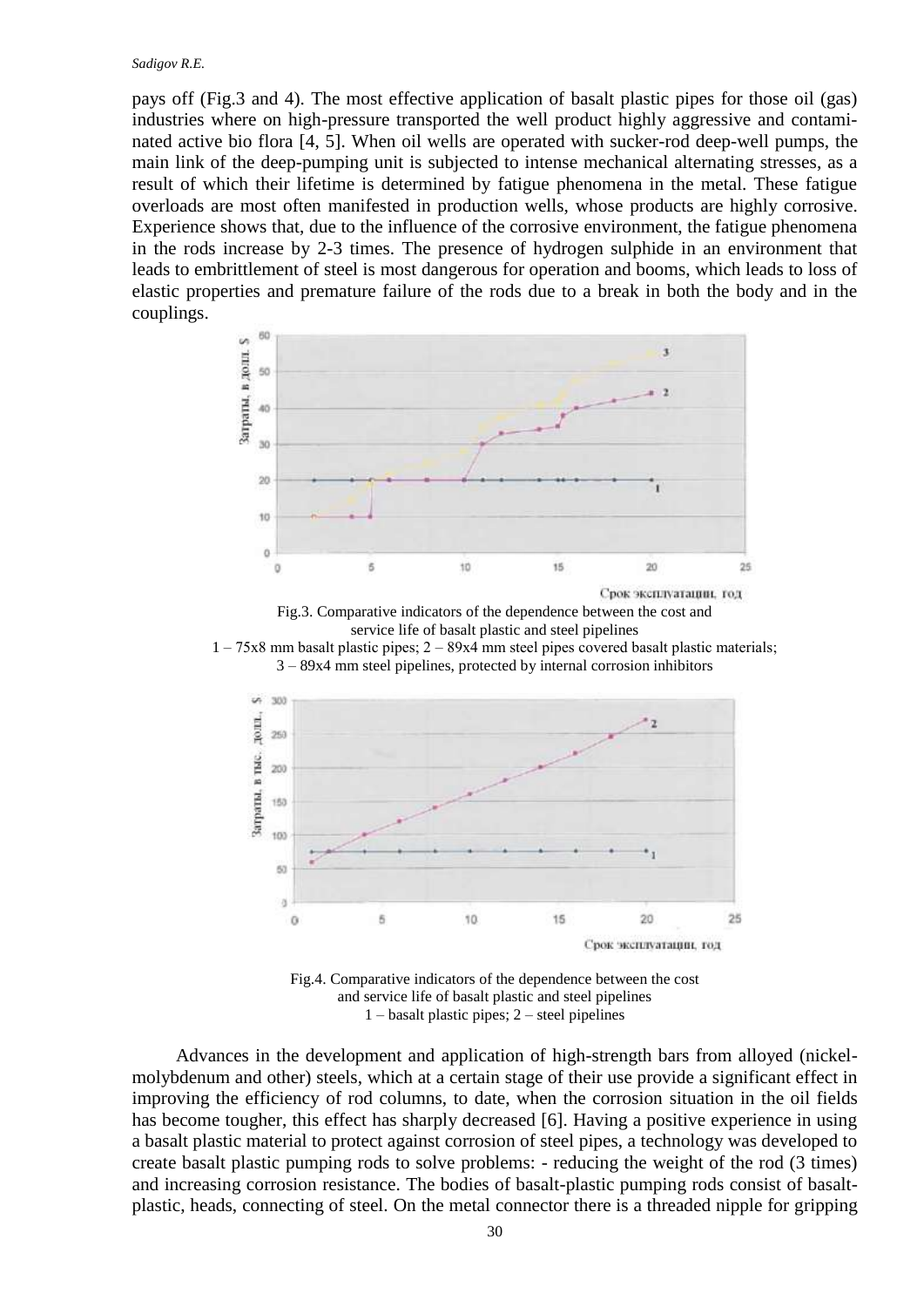pays off (Fig.3 and 4). The most effective application of basalt plastic pipes for those oil (gas) industries where on high-pressure transported the well product highly aggressive and contaminated active bio flora [4, 5]. When oil wells are operated with sucker-rod deep-well pumps, the main link of the deep-pumping unit is subjected to intense mechanical alternating stresses, as a result of which their lifetime is determined by fatigue phenomena in the metal. These fatigue overloads are most often manifested in production wells, whose products are highly corrosive. Experience shows that, due to the influence of the corrosive environment, the fatigue phenomena in the rods increase by 2-3 times. The presence of hydrogen sulphide in an environment that leads to embrittlement of steel is most dangerous for operation and booms, which leads to loss of elastic properties and premature failure of the rods due to a break in both the body and in the couplings.

Fig.3. Comparative indicators of the dependence between the cost and service life of basalt plastic and steel pipelines
1 – 75x8 mm basalt plastic pipes; 2 – 89x4 mm steel pipes covered basalt plastic materials; 3 – 89x4 mm steel pipelines, protected by internal corrosion inhibitors

Fig.4. Comparative indicators of the dependence between the cost and service life of basalt plastic and steel pipelines
1 – basalt plastic pipes; 2 – steel pipelines

Advances in the development and application of high-strength bars from alloyed (nickel-molybdenum and other) steels, which at a certain stage of their use provide a significant effect in improving the efficiency of rod columns, to date, when the corrosion situation in the oil fields has become tougher, this effect has sharply decreased [6]. Having a positive experience in using a basalt plastic material to protect against corrosion of steel pipes, a technology was developed to create basalt plastic pumping rods to solve problems: - reducing the weight of the rod (3 times) and increasing corrosion resistance. The bodies of basalt-plastic pumping rods consist of basalt-plastic, heads, connecting of steel. On the metal connector there is a threaded nipple for gripping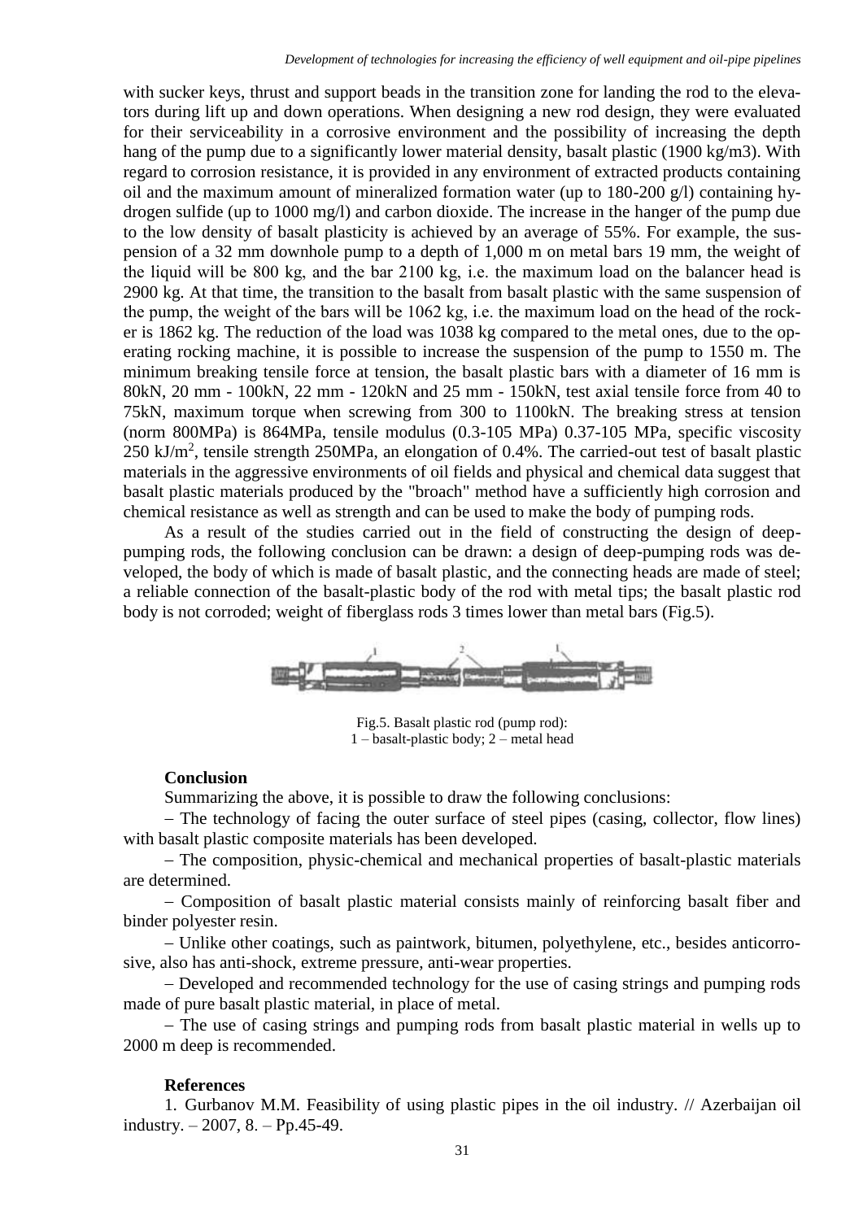with sucker keys, thrust and support beads in the transition zone for landing the rod to the elevators during lift up and down operations. When designing a new rod design, they were evaluated for their serviceability in a corrosive environment and the possibility of increasing the depth hang of the pump due to a significantly lower material density, basalt plastic (1900 kg/m3). With regard to corrosion resistance, it is provided in any environment of extracted products containing oil and the maximum amount of mineralized formation water (up to 180-200 g/l) containing hydrogen sulfide (up to 1000 mg/l) and carbon dioxide. The increase in the hanger of the pump due to the low density of basalt plasticity is achieved by an average of 55%. For example, the suspension of a 32 mm downhole pump to a depth of 1,000 m on metal bars 19 mm, the weight of the liquid will be 800 kg, and the bar 2100 kg, i.e. the maximum load on the balancer head is 2900 kg. At that time, the transition to the basalt from basalt plastic with the same suspension of the pump, the weight of the bars will be 1062 kg, i.e. the maximum load on the head of the rocker is 1862 kg. The reduction of the load was 1038 kg compared to the metal ones, due to the operating rocking machine, it is possible to increase the suspension of the pump to 1550 m. The minimum breaking tensile force at tension, the basalt plastic bars with a diameter of 16 mm is 80kN, 20 mm - 100kN, 22 mm - 120kN and 25 mm - 150kN, test axial tensile force from 40 to 75kN, maximum torque when screwing from 300 to 1100kN. The breaking stress at tension (norm 800MPa) is 864MPa, tensile modulus (0.3-105 MPa) 0.37-105 MPa, specific viscosity 250 kJ/m$^2$, tensile strength 250MPa, an elongation of 0.4%. The carried-out test of basalt plastic materials in the aggressive environments of oil fields and physical and chemical data suggest that basalt plastic materials produced by the "broach" method have a sufficiently high corrosion and chemical resistance as well as strength and can be used to make the body of pumping rods.

As a result of the studies carried out in the field of constructing the design of deep-pumping rods, the following conclusion can be drawn: a design of deep-pumping rods was developed, the body of which is made of basalt plastic, and the connecting heads are made of steel; a reliable connection of the basalt-plastic body of the rod with metal tips; the basalt plastic rod body is not corroded; weight of fiberglass rods 3 times lower than metal bars (Fig.5).

Fig.5. Basalt plastic rod (pump rod):
1 – basalt-plastic body; 2 – metal head

**Conclusion**

Summarizing the above, it is possible to draw the following conclusions:

– The technology of facing the outer surface of steel pipes (casing, collector, flow lines) with basalt plastic composite materials has been developed.

– The composition, physic-chemical and mechanical properties of basalt-plastic materials are determined.

– Composition of basalt plastic material consists mainly of reinforcing basalt fiber and binder polyester resin.

– Unlike other coatings, such as paintwork, bitumen, polyethylene, etc., besides anticorrosive, also has anti-shock, extreme pressure, anti-wear properties.

– Developed and recommended technology for the use of casing strings and pumping rods made of pure basalt plastic material, in place of metal.

– The use of casing strings and pumping rods from basalt plastic material in wells up to 2000 m deep is recommended.

**References**

1. Gurbanov M.M. Feasibility of using plastic pipes in the oil industry. // Azerbaijan oil industry. – 2007, 8. – Pp.45-49.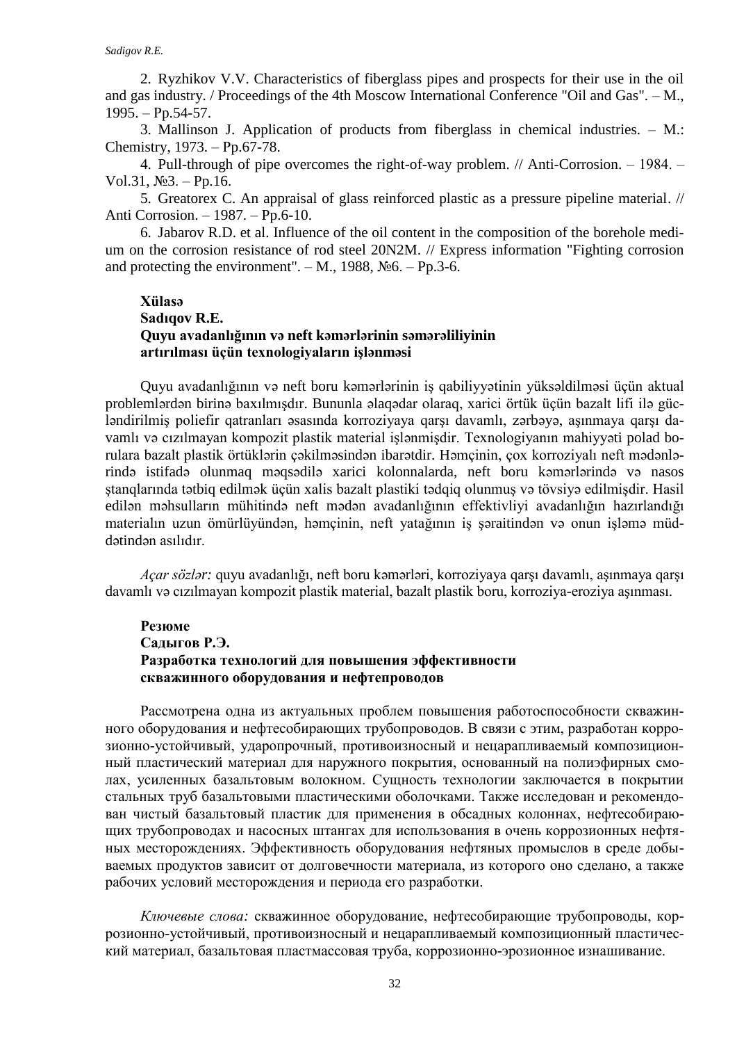2. Ryzhikov V.V. Characteristics of fiberglass pipes and prospects for their use in the oil and gas industry. / Proceedings of the 4th Moscow International Conference "Oil and Gas". – M., 1995. – Pp.54-57.

3. Mallinson J. Application of products from fiberglass in chemical industries. – M.: Chemistry, 1973. – Pp.67-78.

4. Pull-through of pipe overcomes the right-of-way problem. // Anti-Corrosion. – 1984. – Vol.31, №3. – Pp.16.

5. Greatorex C. An appraisal of glass reinforced plastic as a pressure pipeline material. // Anti Corrosion. – 1987. – Pp.6-10.

6. Jabarov R.D. et al. Influence of the oil content in the composition of the borehole medium on the corrosion resistance of rod steel 20N2M. // Express information "Fighting corrosion and protecting the environment". – M., 1988, №6. – Pp.3-6.

**Xülasə**
**Sadıqov R.E.**
**Quyu avadanlığının və neft kəmərlərinin səmərəliliyinin artırılması üçün texnologiyaların işlənməsi**

Quyu avadanlığının və neft boru kəmərlərinin iş qabiliyyətinin yüksəldilməsi üçün aktual problemlərdən birinə baxılmışdır. Bununla əlaqədar olaraq, xarici örtük üçün bazalt lifi ilə gücləndirilmiş poliefir qatranları əsasında korroziyaya qarşı davamlı, zərbəyə, aşınmaya qarşı davamlı və cızılmayan kompozit plastik material işlənmişdir. Texnologiyanın mahiyyəti polad borulara bazalt plastik örtüklərin çəkilməsindən ibarətdir. Həmçinin, çox korroziyalı neft mədənlərində istifadə olunmaq məqsədilə xarici kolonnalarda, neft boru kəmərlərində və nasos ştanqlarında tətbiq edilmək üçün xalis bazalt plastiki tədqiq olunmuş və tövsiyə edilmişdir. Hasil edilən məhsulların mühitində neft mədən avadanlığının effektivliyi avadanlığın hazırlandığı materialın uzun ömürlüyündən, həmçinin, neft yatağının iş şəraitindən və onun işləmə müddətindən asılıdır.

*Açar sözlər:* quyu avadanlığı, neft boru kəmərləri, korroziyaya qarşı davamlı, aşınmaya qarşı davamlı və cızılmayan kompozit plastik material, bazalt plastik boru, korroziya-eroziya aşınması.

**Резюме**
**Садыгов Р.Э.**
**Разработка технологий для повышения эффективности скважинного оборудования и нефтепроводов**

Рассмотрена одна из актуальных проблем повышения работоспособности скважинного оборудования и нефтесобирающих трубопроводов. В связи с этим, разработан коррозионно-устойчивый, ударопрочный, противоизносный и нецарапливаемый композиционный пластический материал для наружного покрытия, основанный на полиэфирных смолах, усиленных базальтовым волокном. Сущность технологии заключается в покрытии стальных труб базальтовыми пластическими оболочками. Также исследован и рекомендован чистый базальтовый пластик для применения в обсадных колоннах, нефтесобирающих трубопроводах и насосных штангах для использования в очень коррозионных нефтяных месторождениях. Эффективность оборудования нефтяных промыслов в среде добываемых продуктов зависит от долговечности материала, из которого оно сделано, а также рабочих условий месторождения и периода его разработки.

*Ключевые слова:* скважинное оборудование, нефтесобирающие трубопроводы, коррозионно-устойчивый, противоизносный и нецарапливаемый композиционный пластический материал, базальтовая пластмассовая труба, коррозионно-эрозионное изнашивание.